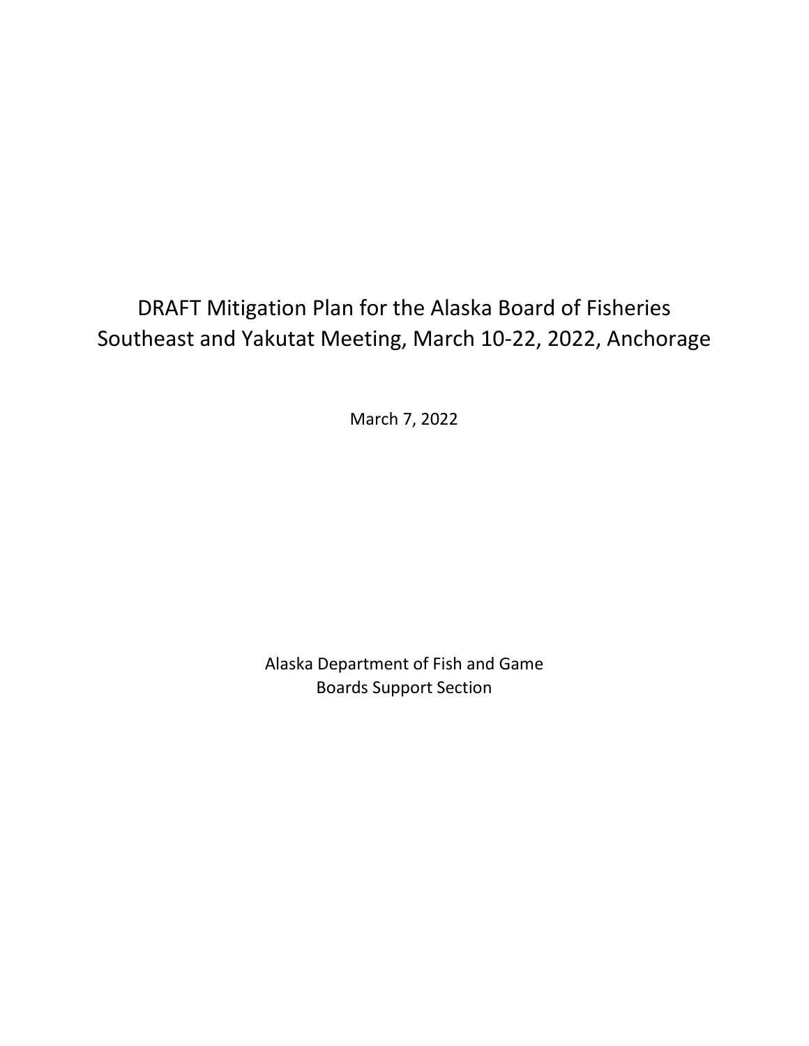# DRAFT Mitigation Plan for the Alaska Board of Fisheries Southeast and Yakutat Meeting, March 10-22, 2022, Anchorage

March 7, 2022

Alaska Department of Fish and Game
Boards Support Section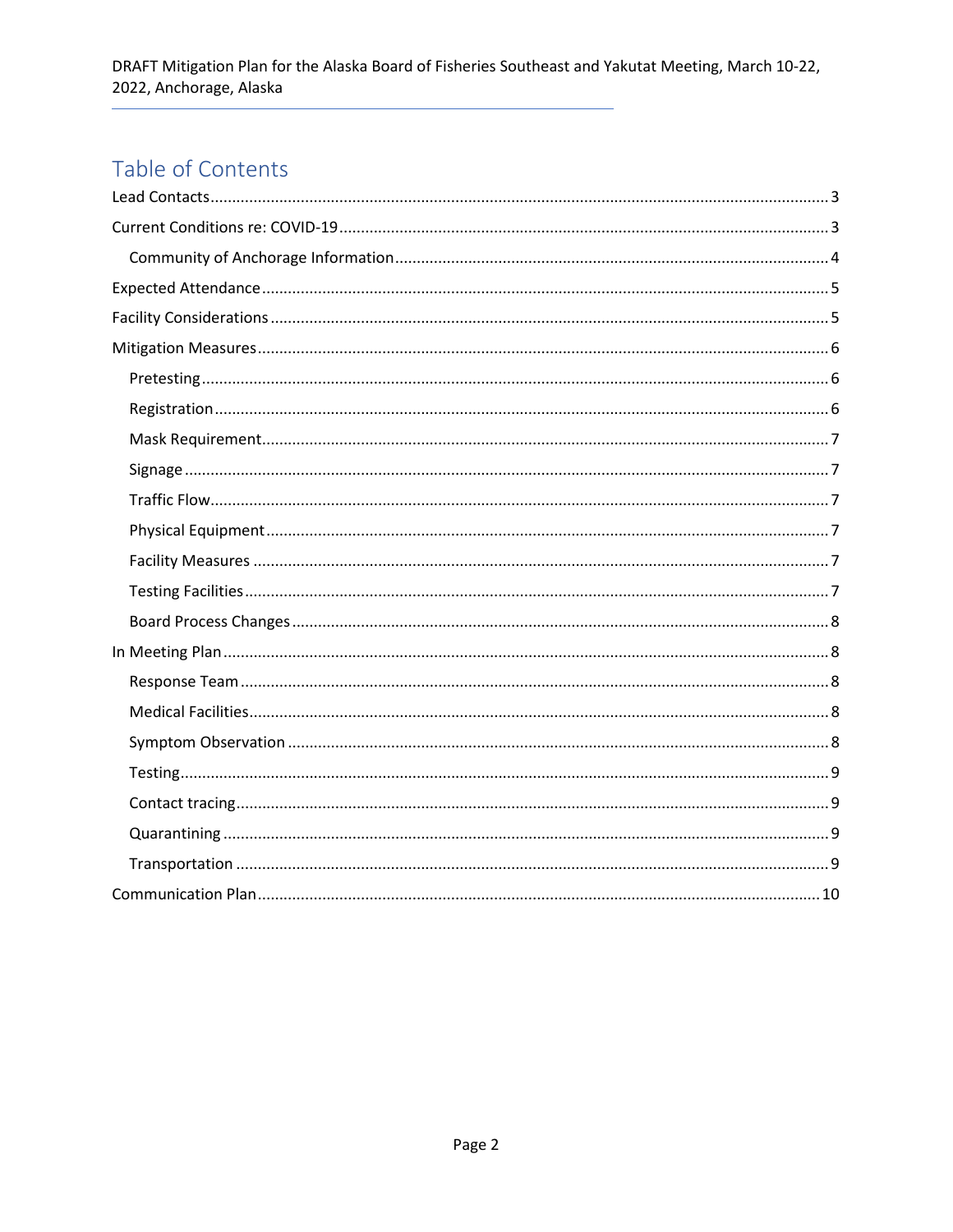# Table of Contents

Lead Contacts ..... 3

Current Conditions re: COVID-19 ..... 3

- Community of Anchorage Information ..... 4

Expected Attendance ..... 5

Facility Considerations ..... 5

Mitigation Measures ..... 6

- Pretesting ..... 6
- Registration ..... 6
- Mask Requirement ..... 7
- Signage ..... 7
- Traffic Flow ..... 7
- Physical Equipment ..... 7
- Facility Measures ..... 7
- Testing Facilities ..... 7
- Board Process Changes ..... 8

In Meeting Plan ..... 8

- Response Team ..... 8
- Medical Facilities ..... 8
- Symptom Observation ..... 8
- Testing ..... 9
- Contact tracing ..... 9
- Quarantining ..... 9
- Transportation ..... 9

Communication Plan ..... 10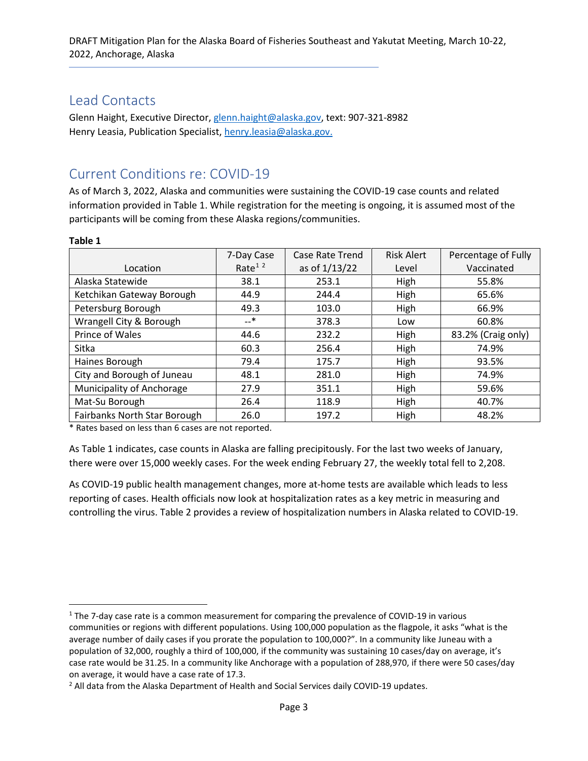## Lead Contacts

Glenn Haight, Executive Director, glenn.haight@alaska.gov, text: 907-321-8982
Henry Leasia, Publication Specialist, henry.leasia@alaska.gov.

## Current Conditions re: COVID-19

As of March 3, 2022, Alaska and communities were sustaining the COVID-19 case counts and related information provided in Table 1. While registration for the meeting is ongoing, it is assumed most of the participants will be coming from these Alaska regions/communities.

**Table 1**

| Location | 7-Day Case Rate[1] [2] | Case Rate Trend as of 1/13/22 | Risk Alert Level | Percentage of Fully Vaccinated |
|---|---|---|---|---|
| Alaska Statewide | 38.1 | 253.1 | High | 55.8% |
| Ketchikan Gateway Borough | 44.9 | 244.4 | High | 65.6% |
| Petersburg Borough | 49.3 | 103.0 | High | 66.9% |
| Wrangell City & Borough | --* | 378.3 | Low | 60.8% |
| Prince of Wales | 44.6 | 232.2 | High | 83.2% (Craig only) |
| Sitka | 60.3 | 256.4 | High | 74.9% |
| Haines Borough | 79.4 | 175.7 | High | 93.5% |
| City and Borough of Juneau | 48.1 | 281.0 | High | 74.9% |
| Municipality of Anchorage | 27.9 | 351.1 | High | 59.6% |
| Mat-Su Borough | 26.4 | 118.9 | High | 40.7% |
| Fairbanks North Star Borough | 26.0 | 197.2 | High | 48.2% |

\* Rates based on less than 6 cases are not reported.

As Table 1 indicates, case counts in Alaska are falling precipitously. For the last two weeks of January, there were over 15,000 weekly cases. For the week ending February 27, the weekly total fell to 2,208.

As COVID-19 public health management changes, more at-home tests are available which leads to less reporting of cases. Health officials now look at hospitalization rates as a key metric in measuring and controlling the virus. Table 2 provides a review of hospitalization numbers in Alaska related to COVID-19.

---

[1] The 7-day case rate is a common measurement for comparing the prevalence of COVID-19 in various communities or regions with different populations. Using 100,000 population as the flagpole, it asks "what is the average number of daily cases if you prorate the population to 100,000?". In a community like Juneau with a population of 32,000, roughly a third of 100,000, if the community was sustaining 10 cases/day on average, it's case rate would be 31.25. In a community like Anchorage with a population of 288,970, if there were 50 cases/day on average, it would have a case rate of 17.3.

[2] All data from the Alaska Department of Health and Social Services daily COVID-19 updates.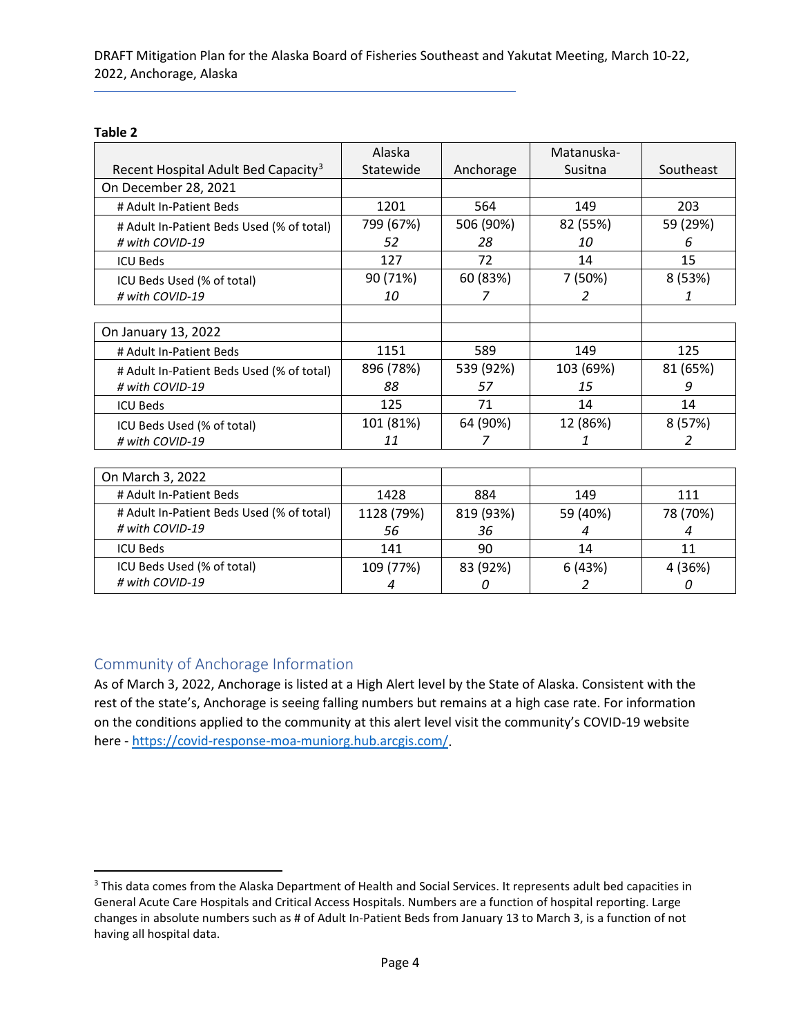**Table 2**

| Recent Hospital Adult Bed Capacity[3] | Alaska Statewide | Anchorage | Matanuska-Susitna | Southeast |
|---|---|---|---|---|
| On December 28, 2021 | | | | |
| # Adult In-Patient Beds | 1201 | 564 | 149 | 203 |
| # Adult In-Patient Beds Used (% of total) | 799 (67%) | 506 (90%) | 82 (55%) | 59 (29%) |
| *# with COVID-19* | *52* | *28* | *10* | *6* |
| ICU Beds | 127 | 72 | 14 | 15 |
| ICU Beds Used (% of total) | 90 (71%) | 60 (83%) | 7 (50%) | 8 (53%) |
| *# with COVID-19* | *10* | *7* | *2* | *1* |
| | | | | |
| On January 13, 2022 | | | | |
| # Adult In-Patient Beds | 1151 | 589 | 149 | 125 |
| # Adult In-Patient Beds Used (% of total) | 896 (78%) | 539 (92%) | 103 (69%) | 81 (65%) |
| *# with COVID-19* | *88* | *57* | *15* | *9* |
| ICU Beds | 125 | 71 | 14 | 14 |
| ICU Beds Used (% of total) | 101 (81%) | 64 (90%) | 12 (86%) | 8 (57%) |
| *# with COVID-19* | *11* | *7* | *1* | *2* |
| | | | | |
| On March 3, 2022 | | | | |
| # Adult In-Patient Beds | 1428 | 884 | 149 | 111 |
| # Adult In-Patient Beds Used (% of total) | 1128 (79%) | 819 (93%) | 59 (40%) | 78 (70%) |
| *# with COVID-19* | *56* | *36* | *4* | *4* |
| ICU Beds | 141 | 90 | 14 | 11 |
| ICU Beds Used (% of total) | 109 (77%) | 83 (92%) | 6 (43%) | 4 (36%) |
| *# with COVID-19* | *4* | *0* | *2* | *0* |

## Community of Anchorage Information

As of March 3, 2022, Anchorage is listed at a High Alert level by the State of Alaska. Consistent with the rest of the state's, Anchorage is seeing falling numbers but remains at a high case rate. For information on the conditions applied to the community at this alert level visit the community's COVID-19 website here - https://covid-response-moa-muniorg.hub.arcgis.com/.

[3] This data comes from the Alaska Department of Health and Social Services. It represents adult bed capacities in General Acute Care Hospitals and Critical Access Hospitals. Numbers are a function of hospital reporting. Large changes in absolute numbers such as # of Adult In-Patient Beds from January 13 to March 3, is a function of not having all hospital data.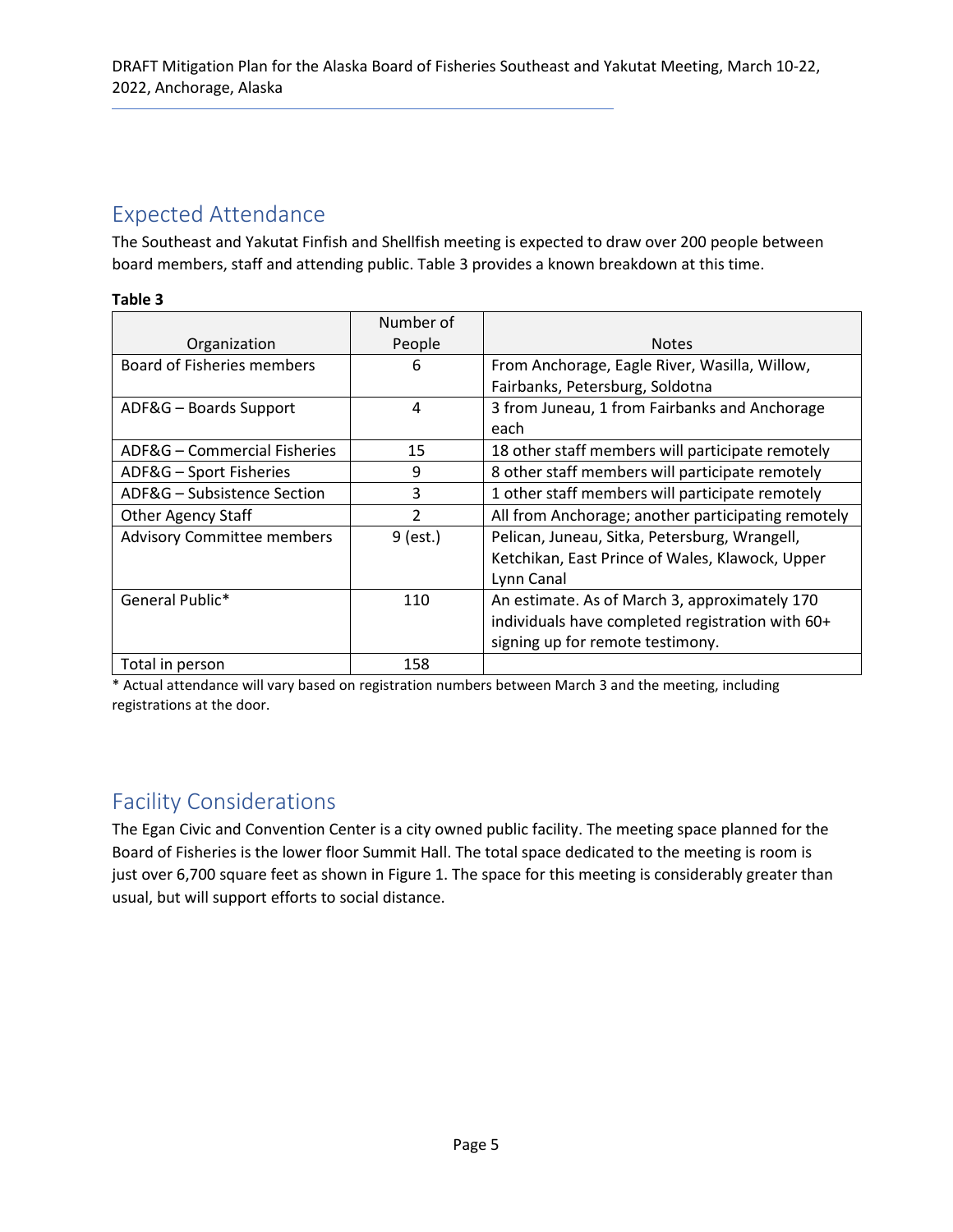## Expected Attendance

The Southeast and Yakutat Finfish and Shellfish meeting is expected to draw over 200 people between board members, staff and attending public. Table 3 provides a known breakdown at this time.

**Table 3**

| Organization | Number of People | Notes |
| --- | --- | --- |
| Board of Fisheries members | 6 | From Anchorage, Eagle River, Wasilla, Willow, Fairbanks, Petersburg, Soldotna |
| ADF&G – Boards Support | 4 | 3 from Juneau, 1 from Fairbanks and Anchorage each |
| ADF&G – Commercial Fisheries | 15 | 18 other staff members will participate remotely |
| ADF&G – Sport Fisheries | 9 | 8 other staff members will participate remotely |
| ADF&G – Subsistence Section | 3 | 1 other staff members will participate remotely |
| Other Agency Staff | 2 | All from Anchorage; another participating remotely |
| Advisory Committee members | 9 (est.) | Pelican, Juneau, Sitka, Petersburg, Wrangell, Ketchikan, East Prince of Wales, Klawock, Upper Lynn Canal |
| General Public* | 110 | An estimate. As of March 3, approximately 170 individuals have completed registration with 60+ signing up for remote testimony. |
| Total in person | 158 | |

\* Actual attendance will vary based on registration numbers between March 3 and the meeting, including registrations at the door.

## Facility Considerations

The Egan Civic and Convention Center is a city owned public facility. The meeting space planned for the Board of Fisheries is the lower floor Summit Hall. The total space dedicated to the meeting is room is just over 6,700 square feet as shown in Figure 1. The space for this meeting is considerably greater than usual, but will support efforts to social distance.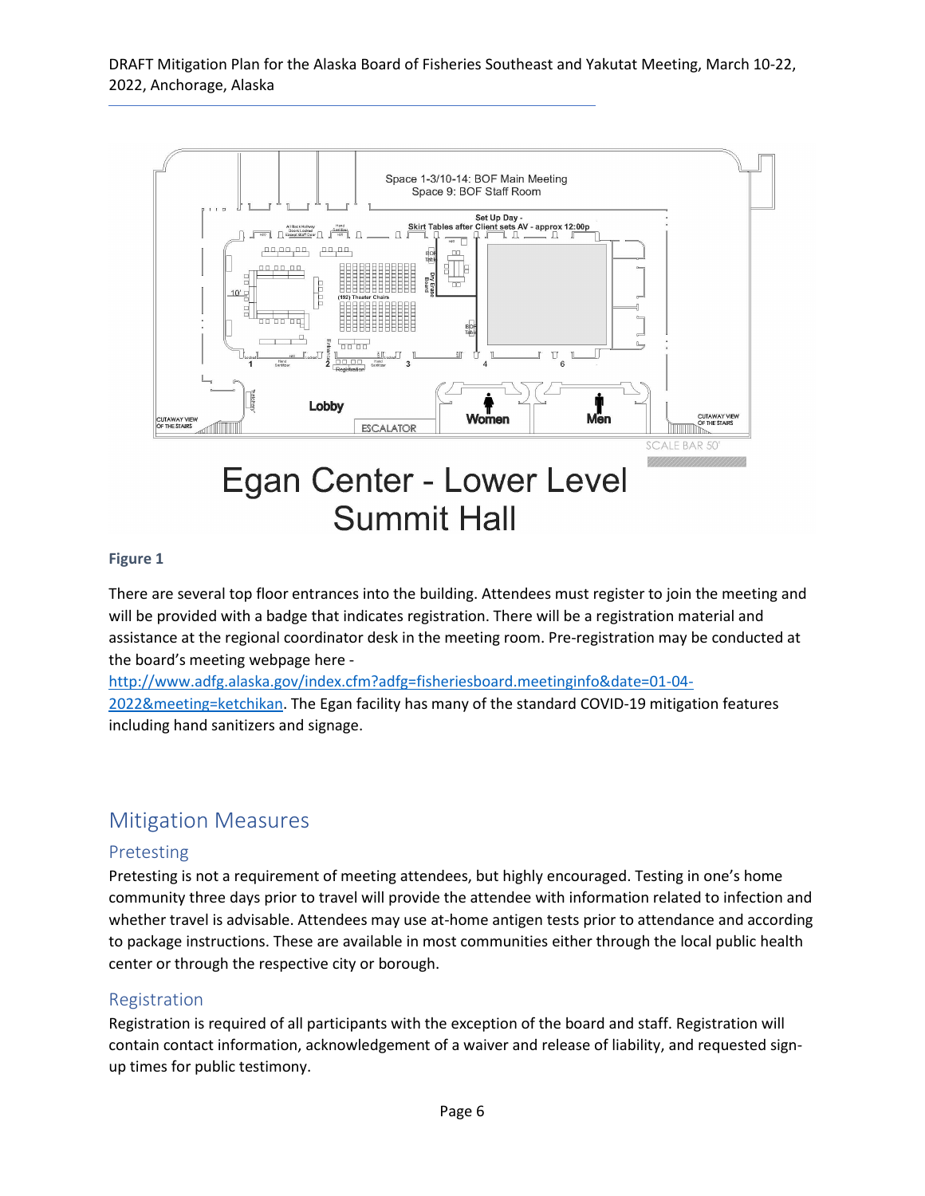**Figure 1**

There are several top floor entrances into the building. Attendees must register to join the meeting and will be provided with a badge that indicates registration. There will be a registration material and assistance at the regional coordinator desk in the meeting room. Pre-registration may be conducted at the board's meeting webpage here - [http://www.adfg.alaska.gov/index.cfm?adfg=fisheriesboard.meetinginfo&date=01-04-2022&meeting=ketchikan](http://www.adfg.alaska.gov/index.cfm?adfg=fisheriesboard.meetinginfo&date=01-04-2022&meeting=ketchikan). The Egan facility has many of the standard COVID-19 mitigation features including hand sanitizers and signage.

# Mitigation Measures

## Pretesting

Pretesting is not a requirement of meeting attendees, but highly encouraged. Testing in one's home community three days prior to travel will provide the attendee with information related to infection and whether travel is advisable. Attendees may use at-home antigen tests prior to attendance and according to package instructions. These are available in most communities either through the local public health center or through the respective city or borough.

## Registration

Registration is required of all participants with the exception of the board and staff. Registration will contain contact information, acknowledgement of a waiver and release of liability, and requested sign-up times for public testimony.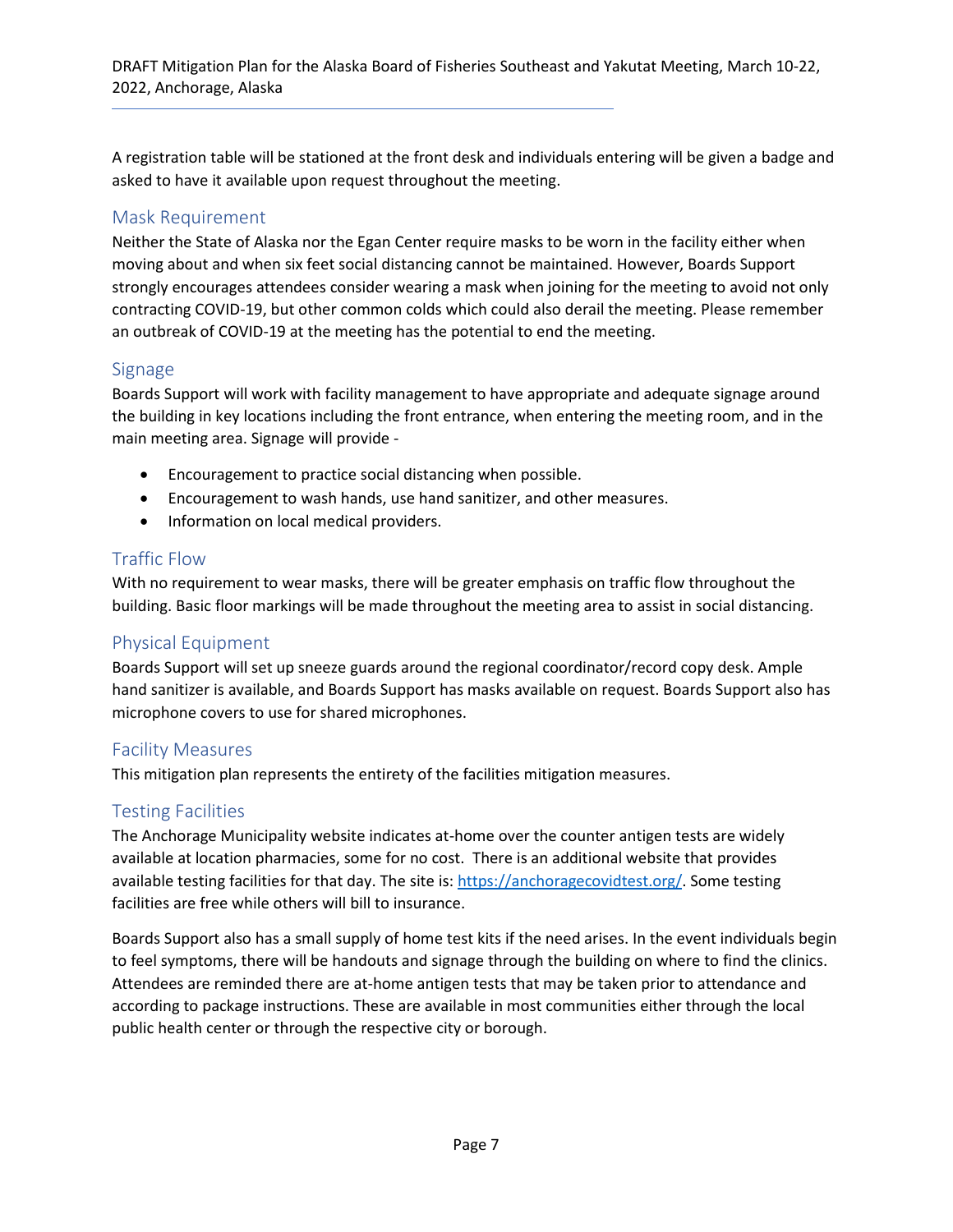A registration table will be stationed at the front desk and individuals entering will be given a badge and asked to have it available upon request throughout the meeting.

## Mask Requirement

Neither the State of Alaska nor the Egan Center require masks to be worn in the facility either when moving about and when six feet social distancing cannot be maintained. However, Boards Support strongly encourages attendees consider wearing a mask when joining for the meeting to avoid not only contracting COVID-19, but other common colds which could also derail the meeting. Please remember an outbreak of COVID-19 at the meeting has the potential to end the meeting.

## Signage

Boards Support will work with facility management to have appropriate and adequate signage around the building in key locations including the front entrance, when entering the meeting room, and in the main meeting area. Signage will provide -

- Encouragement to practice social distancing when possible.
- Encouragement to wash hands, use hand sanitizer, and other measures.
- Information on local medical providers.

## Traffic Flow

With no requirement to wear masks, there will be greater emphasis on traffic flow throughout the building. Basic floor markings will be made throughout the meeting area to assist in social distancing.

## Physical Equipment

Boards Support will set up sneeze guards around the regional coordinator/record copy desk. Ample hand sanitizer is available, and Boards Support has masks available on request. Boards Support also has microphone covers to use for shared microphones.

## Facility Measures

This mitigation plan represents the entirety of the facilities mitigation measures.

## Testing Facilities

The Anchorage Municipality website indicates at-home over the counter antigen tests are widely available at location pharmacies, some for no cost. There is an additional website that provides available testing facilities for that day. The site is: [https://anchoragecovidtest.org/](https://anchoragecovidtest.org/). Some testing facilities are free while others will bill to insurance.

Boards Support also has a small supply of home test kits if the need arises. In the event individuals begin to feel symptoms, there will be handouts and signage through the building on where to find the clinics. Attendees are reminded there are at-home antigen tests that may be taken prior to attendance and according to package instructions. These are available in most communities either through the local public health center or through the respective city or borough.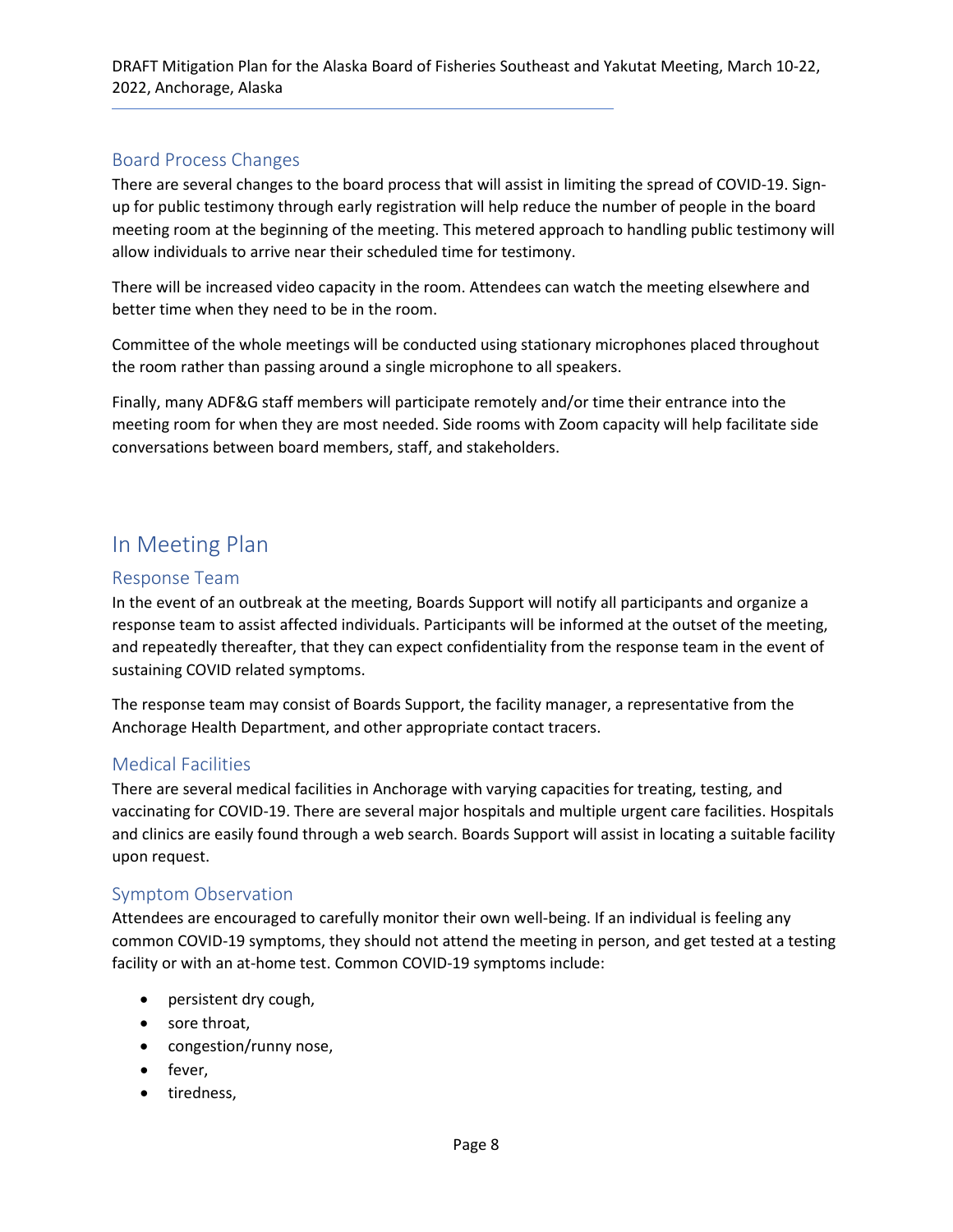## Board Process Changes

There are several changes to the board process that will assist in limiting the spread of COVID-19. Sign-up for public testimony through early registration will help reduce the number of people in the board meeting room at the beginning of the meeting. This metered approach to handling public testimony will allow individuals to arrive near their scheduled time for testimony.

There will be increased video capacity in the room. Attendees can watch the meeting elsewhere and better time when they need to be in the room.

Committee of the whole meetings will be conducted using stationary microphones placed throughout the room rather than passing around a single microphone to all speakers.

Finally, many ADF&G staff members will participate remotely and/or time their entrance into the meeting room for when they are most needed. Side rooms with Zoom capacity will help facilitate side conversations between board members, staff, and stakeholders.

# In Meeting Plan

## Response Team

In the event of an outbreak at the meeting, Boards Support will notify all participants and organize a response team to assist affected individuals. Participants will be informed at the outset of the meeting, and repeatedly thereafter, that they can expect confidentiality from the response team in the event of sustaining COVID related symptoms.

The response team may consist of Boards Support, the facility manager, a representative from the Anchorage Health Department, and other appropriate contact tracers.

## Medical Facilities

There are several medical facilities in Anchorage with varying capacities for treating, testing, and vaccinating for COVID-19. There are several major hospitals and multiple urgent care facilities. Hospitals and clinics are easily found through a web search. Boards Support will assist in locating a suitable facility upon request.

## Symptom Observation

Attendees are encouraged to carefully monitor their own well-being. If an individual is feeling any common COVID-19 symptoms, they should not attend the meeting in person, and get tested at a testing facility or with an at-home test. Common COVID-19 symptoms include:

- persistent dry cough,
- sore throat,
- congestion/runny nose,
- fever,
- tiredness,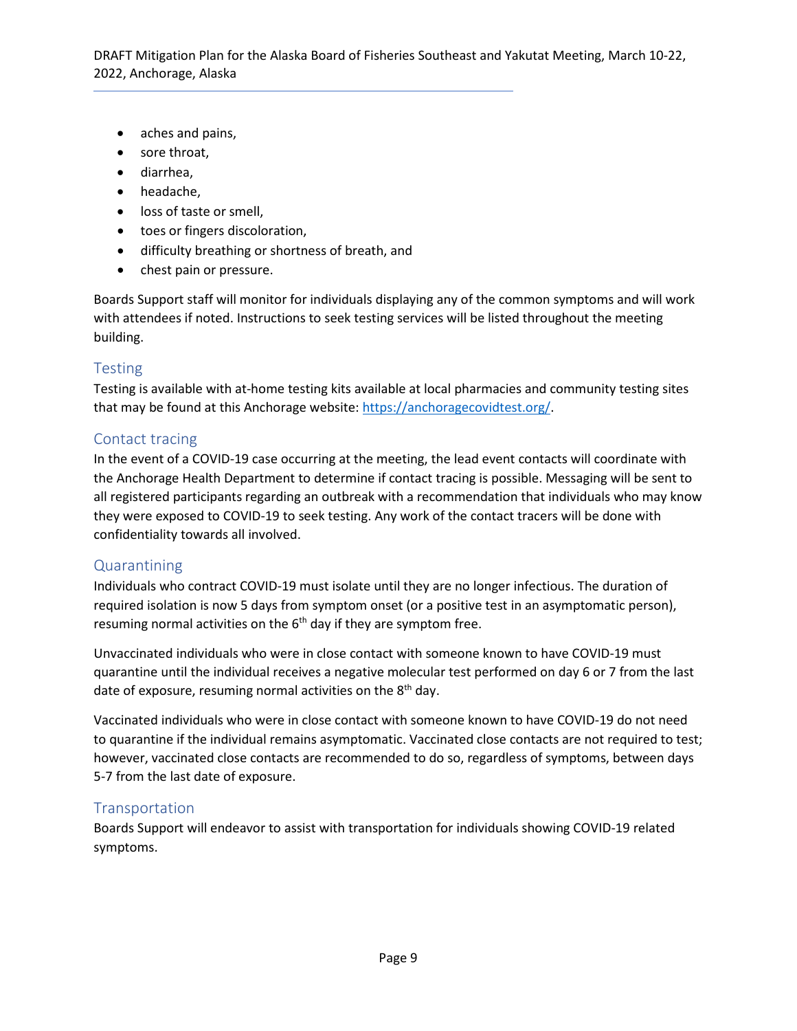- aches and pains,
- sore throat,
- diarrhea,
- headache,
- loss of taste or smell,
- toes or fingers discoloration,
- difficulty breathing or shortness of breath, and
- chest pain or pressure.

Boards Support staff will monitor for individuals displaying any of the common symptoms and will work with attendees if noted. Instructions to seek testing services will be listed throughout the meeting building.

## Testing

Testing is available with at-home testing kits available at local pharmacies and community testing sites that may be found at this Anchorage website: [https://anchoragecovidtest.org/](https://anchoragecovidtest.org/).

## Contact tracing

In the event of a COVID-19 case occurring at the meeting, the lead event contacts will coordinate with the Anchorage Health Department to determine if contact tracing is possible. Messaging will be sent to all registered participants regarding an outbreak with a recommendation that individuals who may know they were exposed to COVID-19 to seek testing. Any work of the contact tracers will be done with confidentiality towards all involved.

## Quarantining

Individuals who contract COVID-19 must isolate until they are no longer infectious. The duration of required isolation is now 5 days from symptom onset (or a positive test in an asymptomatic person), resuming normal activities on the 6th day if they are symptom free.

Unvaccinated individuals who were in close contact with someone known to have COVID-19 must quarantine until the individual receives a negative molecular test performed on day 6 or 7 from the last date of exposure, resuming normal activities on the 8th day.

Vaccinated individuals who were in close contact with someone known to have COVID-19 do not need to quarantine if the individual remains asymptomatic. Vaccinated close contacts are not required to test; however, vaccinated close contacts are recommended to do so, regardless of symptoms, between days 5-7 from the last date of exposure.

## Transportation

Boards Support will endeavor to assist with transportation for individuals showing COVID-19 related symptoms.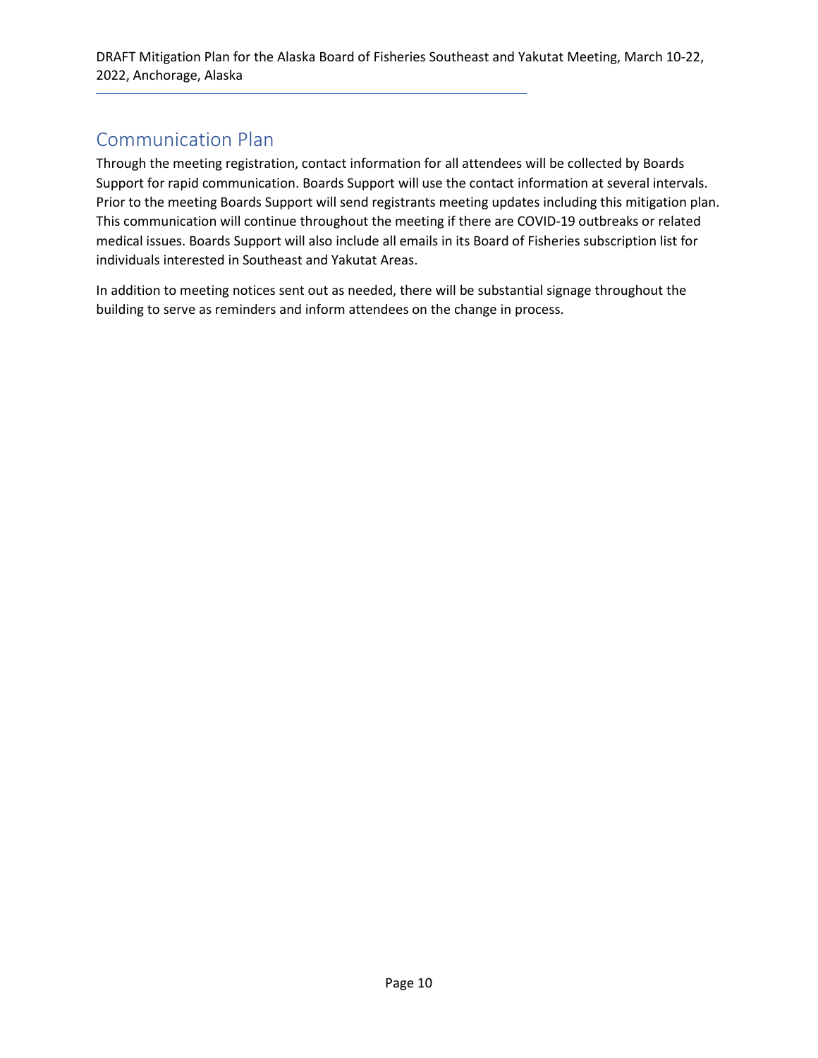## Communication Plan

Through the meeting registration, contact information for all attendees will be collected by Boards Support for rapid communication. Boards Support will use the contact information at several intervals. Prior to the meeting Boards Support will send registrants meeting updates including this mitigation plan. This communication will continue throughout the meeting if there are COVID-19 outbreaks or related medical issues. Boards Support will also include all emails in its Board of Fisheries subscription list for individuals interested in Southeast and Yakutat Areas.

In addition to meeting notices sent out as needed, there will be substantial signage throughout the building to serve as reminders and inform attendees on the change in process.